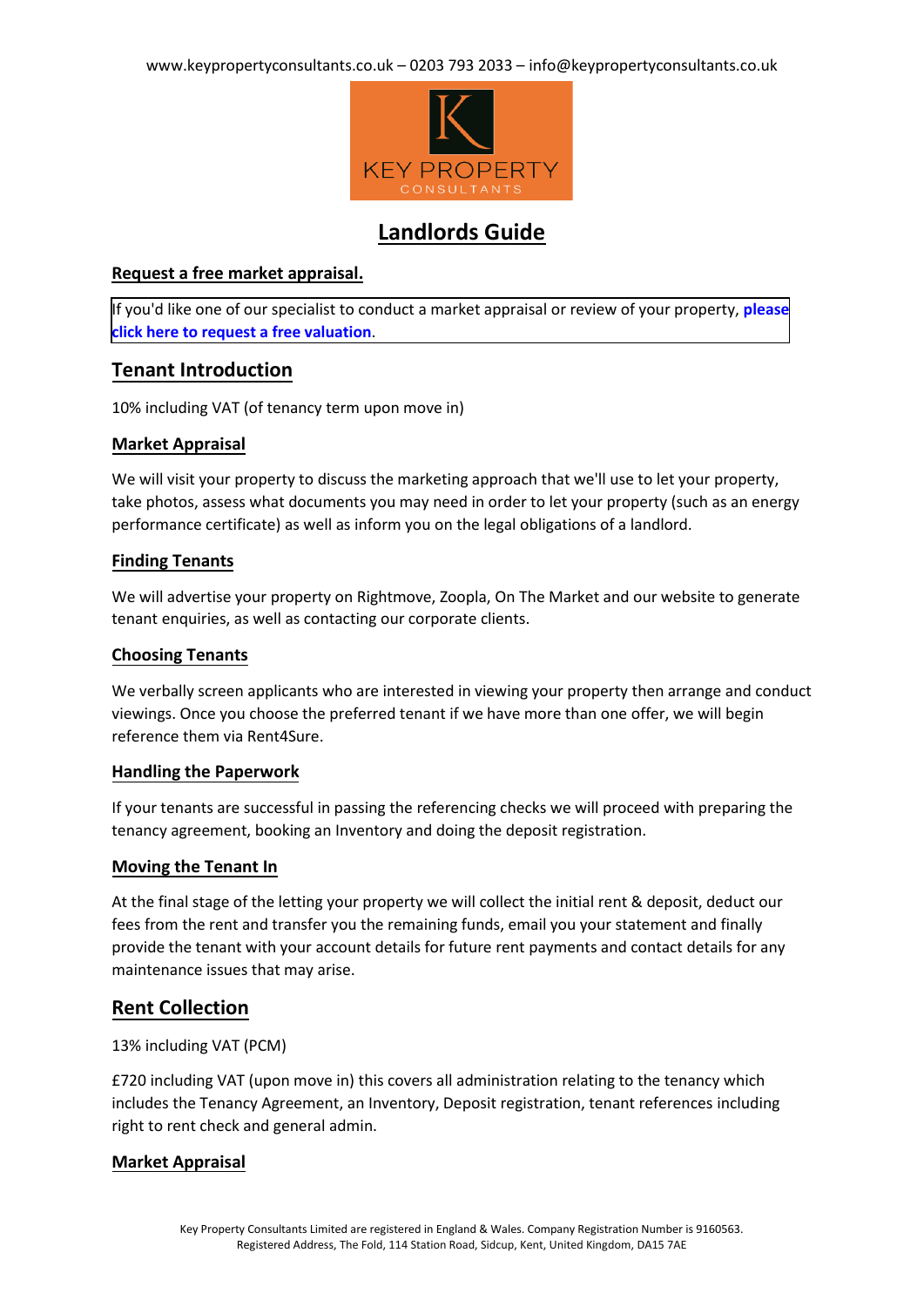www.keypropertyconsultants.co.uk – 0203 793 2033 – info@keypropertyconsultants.co.uk

KEY PROPERTY
CONSULTANTS

# Landlords Guide

**Request a free market appraisal.**

If you'd like one of our specialist to conduct a market appraisal or review of your property, **please click here to request a free valuation**.

## Tenant Introduction

10% including VAT (of tenancy term upon move in)

### Market Appraisal

We will visit your property to discuss the marketing approach that we'll use to let your property, take photos, assess what documents you may need in order to let your property (such as an energy performance certificate) as well as inform you on the legal obligations of a landlord.

### Finding Tenants

We will advertise your property on Rightmove, Zoopla, On The Market and our website to generate tenant enquiries, as well as contacting our corporate clients.

### Choosing Tenants

We verbally screen applicants who are interested in viewing your property then arrange and conduct viewings. Once you choose the preferred tenant if we have more than one offer, we will begin reference them via Rent4Sure.

### Handling the Paperwork

If your tenants are successful in passing the referencing checks we will proceed with preparing the tenancy agreement, booking an Inventory and doing the deposit registration.

### Moving the Tenant In

At the final stage of the letting your property we will collect the initial rent & deposit, deduct our fees from the rent and transfer you the remaining funds, email you your statement and finally provide the tenant with your account details for future rent payments and contact details for any maintenance issues that may arise.

## Rent Collection

13% including VAT (PCM)

£720 including VAT (upon move in) this covers all administration relating to the tenancy which includes the Tenancy Agreement, an Inventory, Deposit registration, tenant references including right to rent check and general admin.

### Market Appraisal

Key Property Consultants Limited are registered in England & Wales. Company Registration Number is 9160563. Registered Address, The Fold, 114 Station Road, Sidcup, Kent, United Kingdom, DA15 7AE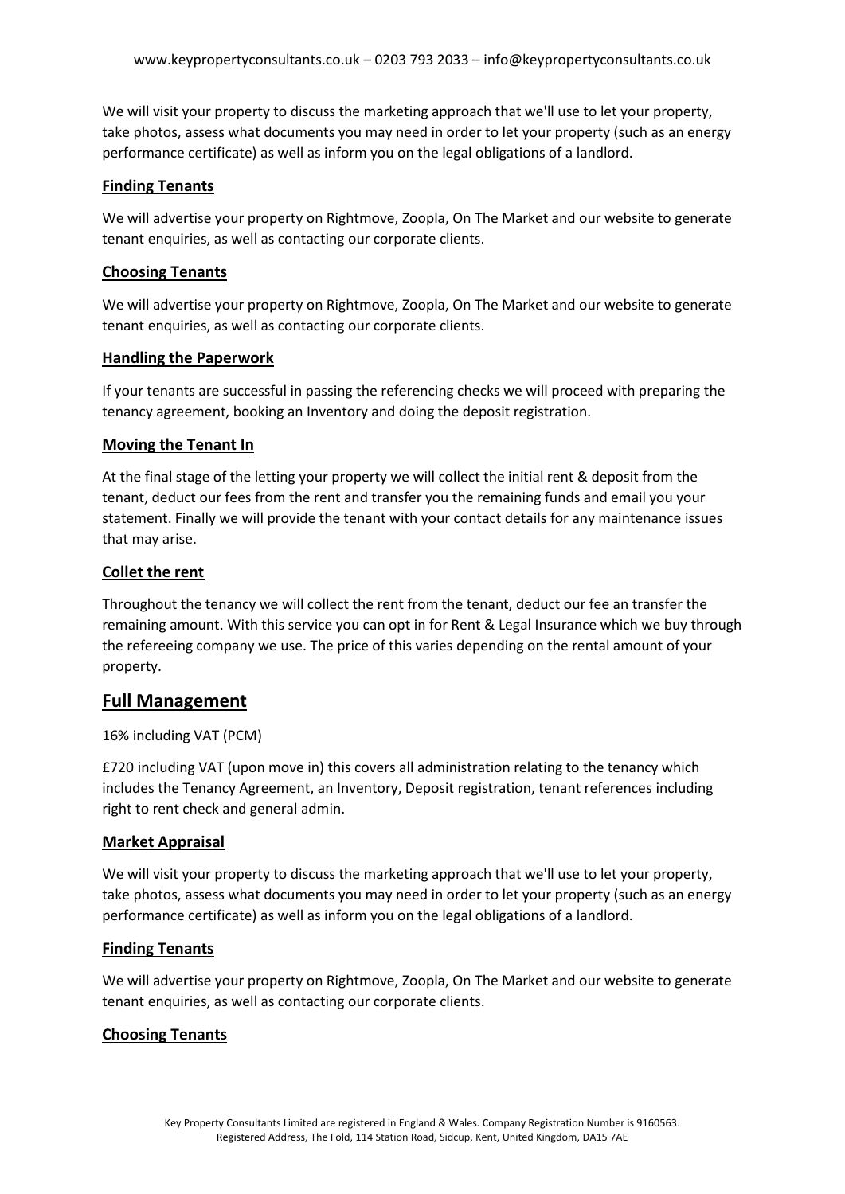We will visit your property to discuss the marketing approach that we'll use to let your property, take photos, assess what documents you may need in order to let your property (such as an energy performance certificate) as well as inform you on the legal obligations of a landlord.

### Finding Tenants

We will advertise your property on Rightmove, Zoopla, On The Market and our website to generate tenant enquiries, as well as contacting our corporate clients.

### Choosing Tenants

We will advertise your property on Rightmove, Zoopla, On The Market and our website to generate tenant enquiries, as well as contacting our corporate clients.

### Handling the Paperwork

If your tenants are successful in passing the referencing checks we will proceed with preparing the tenancy agreement, booking an Inventory and doing the deposit registration.

### Moving the Tenant In

At the final stage of the letting your property we will collect the initial rent & deposit from the tenant, deduct our fees from the rent and transfer you the remaining funds and email you your statement. Finally we will provide the tenant with your contact details for any maintenance issues that may arise.

### Collet the rent

Throughout the tenancy we will collect the rent from the tenant, deduct our fee an transfer the remaining amount. With this service you can opt in for Rent & Legal Insurance which we buy through the refereeing company we use. The price of this varies depending on the rental amount of your property.

## Full Management

16% including VAT (PCM)

£720 including VAT (upon move in) this covers all administration relating to the tenancy which includes the Tenancy Agreement, an Inventory, Deposit registration, tenant references including right to rent check and general admin.

### Market Appraisal

We will visit your property to discuss the marketing approach that we'll use to let your property, take photos, assess what documents you may need in order to let your property (such as an energy performance certificate) as well as inform you on the legal obligations of a landlord.

### Finding Tenants

We will advertise your property on Rightmove, Zoopla, On The Market and our website to generate tenant enquiries, as well as contacting our corporate clients.

### Choosing Tenants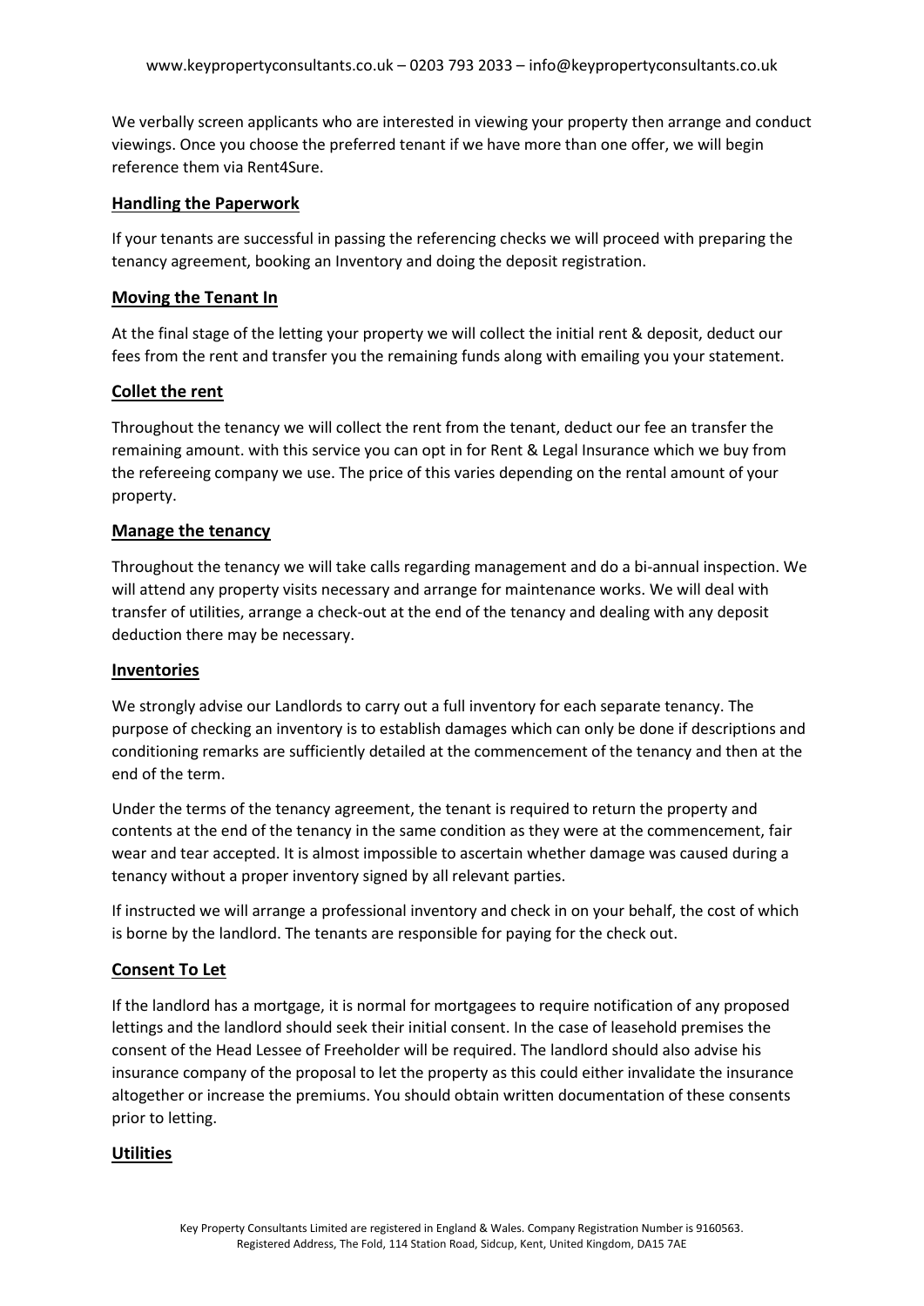We verbally screen applicants who are interested in viewing your property then arrange and conduct viewings. Once you choose the preferred tenant if we have more than one offer, we will begin reference them via Rent4Sure.

## Handling the Paperwork

If your tenants are successful in passing the referencing checks we will proceed with preparing the tenancy agreement, booking an Inventory and doing the deposit registration.

## Moving the Tenant In

At the final stage of the letting your property we will collect the initial rent & deposit, deduct our fees from the rent and transfer you the remaining funds along with emailing you your statement.

## Collet the rent

Throughout the tenancy we will collect the rent from the tenant, deduct our fee an transfer the remaining amount. with this service you can opt in for Rent & Legal Insurance which we buy from the refereeing company we use. The price of this varies depending on the rental amount of your property.

## Manage the tenancy

Throughout the tenancy we will take calls regarding management and do a bi-annual inspection. We will attend any property visits necessary and arrange for maintenance works. We will deal with transfer of utilities, arrange a check-out at the end of the tenancy and dealing with any deposit deduction there may be necessary.

## Inventories

We strongly advise our Landlords to carry out a full inventory for each separate tenancy. The purpose of checking an inventory is to establish damages which can only be done if descriptions and conditioning remarks are sufficiently detailed at the commencement of the tenancy and then at the end of the term.

Under the terms of the tenancy agreement, the tenant is required to return the property and contents at the end of the tenancy in the same condition as they were at the commencement, fair wear and tear accepted. It is almost impossible to ascertain whether damage was caused during a tenancy without a proper inventory signed by all relevant parties.

If instructed we will arrange a professional inventory and check in on your behalf, the cost of which is borne by the landlord. The tenants are responsible for paying for the check out.

## Consent To Let

If the landlord has a mortgage, it is normal for mortgagees to require notification of any proposed lettings and the landlord should seek their initial consent. In the case of leasehold premises the consent of the Head Lessee of Freeholder will be required. The landlord should also advise his insurance company of the proposal to let the property as this could either invalidate the insurance altogether or increase the premiums. You should obtain written documentation of these consents prior to letting.

## Utilities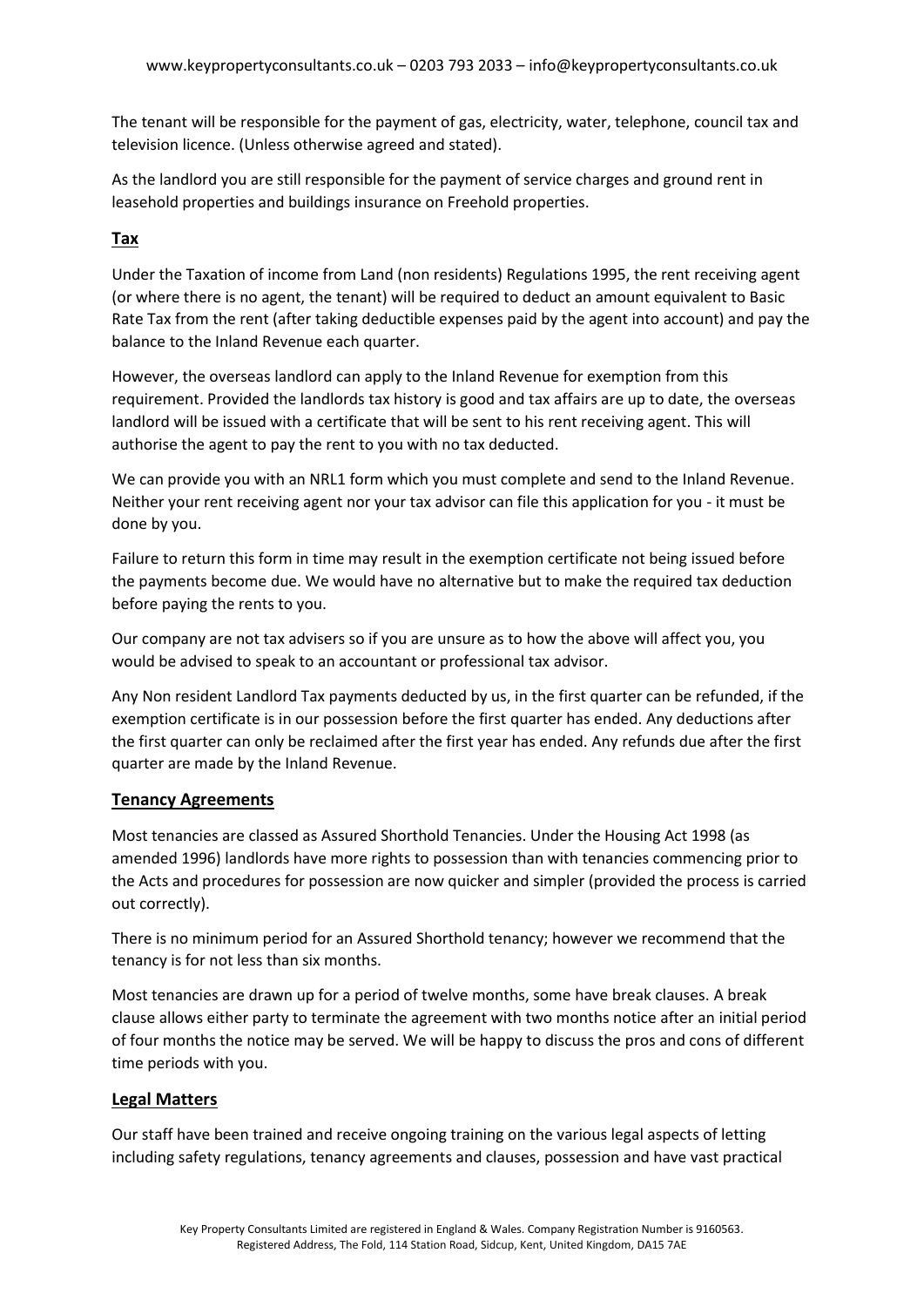The tenant will be responsible for the payment of gas, electricity, water, telephone, council tax and television licence. (Unless otherwise agreed and stated).

As the landlord you are still responsible for the payment of service charges and ground rent in leasehold properties and buildings insurance on Freehold properties.

## Tax

Under the Taxation of income from Land (non residents) Regulations 1995, the rent receiving agent (or where there is no agent, the tenant) will be required to deduct an amount equivalent to Basic Rate Tax from the rent (after taking deductible expenses paid by the agent into account) and pay the balance to the Inland Revenue each quarter.

However, the overseas landlord can apply to the Inland Revenue for exemption from this requirement. Provided the landlords tax history is good and tax affairs are up to date, the overseas landlord will be issued with a certificate that will be sent to his rent receiving agent. This will authorise the agent to pay the rent to you with no tax deducted.

We can provide you with an NRL1 form which you must complete and send to the Inland Revenue. Neither your rent receiving agent nor your tax advisor can file this application for you - it must be done by you.

Failure to return this form in time may result in the exemption certificate not being issued before the payments become due. We would have no alternative but to make the required tax deduction before paying the rents to you.

Our company are not tax advisers so if you are unsure as to how the above will affect you, you would be advised to speak to an accountant or professional tax advisor.

Any Non resident Landlord Tax payments deducted by us, in the first quarter can be refunded, if the exemption certificate is in our possession before the first quarter has ended. Any deductions after the first quarter can only be reclaimed after the first year has ended. Any refunds due after the first quarter are made by the Inland Revenue.

## Tenancy Agreements

Most tenancies are classed as Assured Shorthold Tenancies. Under the Housing Act 1998 (as amended 1996) landlords have more rights to possession than with tenancies commencing prior to the Acts and procedures for possession are now quicker and simpler (provided the process is carried out correctly).

There is no minimum period for an Assured Shorthold tenancy; however we recommend that the tenancy is for not less than six months.

Most tenancies are drawn up for a period of twelve months, some have break clauses. A break clause allows either party to terminate the agreement with two months notice after an initial period of four months the notice may be served. We will be happy to discuss the pros and cons of different time periods with you.

## Legal Matters

Our staff have been trained and receive ongoing training on the various legal aspects of letting including safety regulations, tenancy agreements and clauses, possession and have vast practical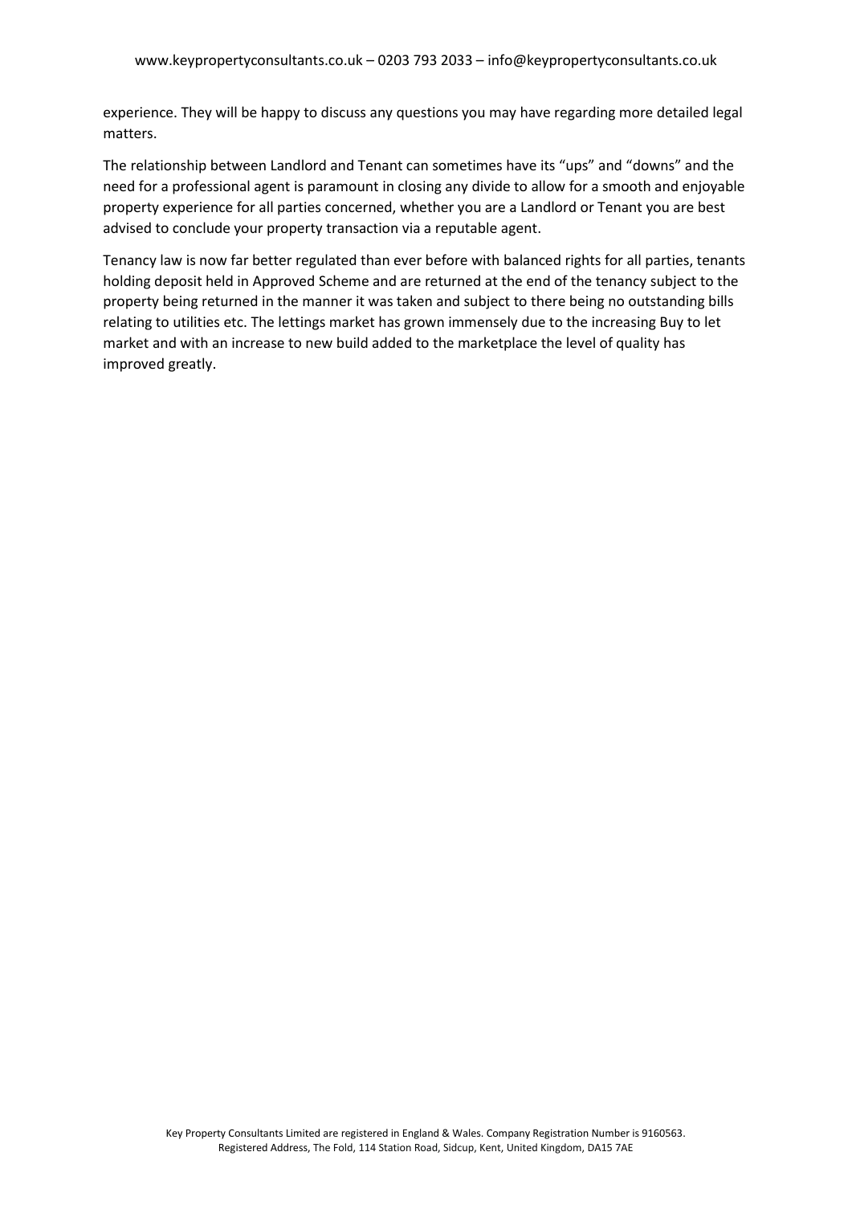experience. They will be happy to discuss any questions you may have regarding more detailed legal matters.

The relationship between Landlord and Tenant can sometimes have its “ups” and “downs” and the need for a professional agent is paramount in closing any divide to allow for a smooth and enjoyable property experience for all parties concerned, whether you are a Landlord or Tenant you are best advised to conclude your property transaction via a reputable agent.

Tenancy law is now far better regulated than ever before with balanced rights for all parties, tenants holding deposit held in Approved Scheme and are returned at the end of the tenancy subject to the property being returned in the manner it was taken and subject to there being no outstanding bills relating to utilities etc. The lettings market has grown immensely due to the increasing Buy to let market and with an increase to new build added to the marketplace the level of quality has improved greatly.